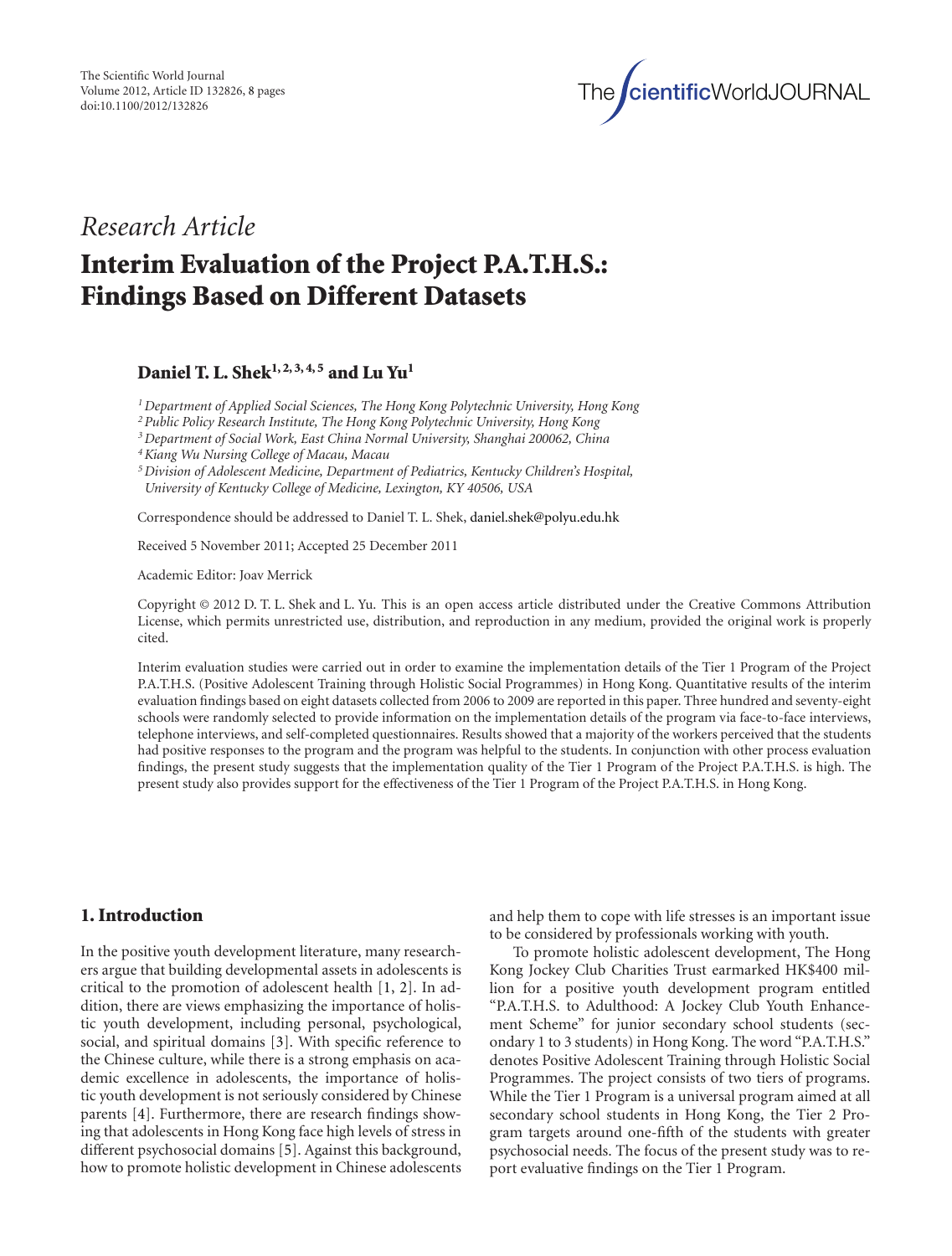*Research Article*

# Interim Evaluation of the Project P.A.T.H.S.: Findings Based on Different Datasets

**Daniel T. L. Shek[1,2,3,4,5] and Lu Yu[1]**

[1] *Department of Applied Social Sciences, The Hong Kong Polytechnic University, Hong Kong*
[2] *Public Policy Research Institute, The Hong Kong Polytechnic University, Hong Kong*
[3] *Department of Social Work, East China Normal University, Shanghai 200062, China*
[4] *Kiang Wu Nursing College of Macau, Macau*
[5] *Division of Adolescent Medicine, Department of Pediatrics, Kentucky Children's Hospital, University of Kentucky College of Medicine, Lexington, KY 40506, USA*

Correspondence should be addressed to Daniel T. L. Shek, daniel.shek@polyu.edu.hk

Received 5 November 2011; Accepted 25 December 2011

Academic Editor: Joav Merrick

Copyright © 2012 D. T. L. Shek and L. Yu. This is an open access article distributed under the Creative Commons Attribution License, which permits unrestricted use, distribution, and reproduction in any medium, provided the original work is properly cited.

Interim evaluation studies were carried out in order to examine the implementation details of the Tier 1 Program of the Project P.A.T.H.S. (Positive Adolescent Training through Holistic Social Programmes) in Hong Kong. Quantitative results of the interim evaluation findings based on eight datasets collected from 2006 to 2009 are reported in this paper. Three hundred and seventy-eight schools were randomly selected to provide information on the implementation details of the program via face-to-face interviews, telephone interviews, and self-completed questionnaires. Results showed that a majority of the workers perceived that the students had positive responses to the program and the program was helpful to the students. In conjunction with other process evaluation findings, the present study suggests that the implementation quality of the Tier 1 Program of the Project P.A.T.H.S. is high. The present study also provides support for the effectiveness of the Tier 1 Program of the Project P.A.T.H.S. in Hong Kong.

## 1. Introduction

In the positive youth development literature, many researchers argue that building developmental assets in adolescents is critical to the promotion of adolescent health [1, 2]. In addition, there are views emphasizing the importance of holistic youth development, including personal, psychological, social, and spiritual domains [3]. With specific reference to the Chinese culture, while there is a strong emphasis on academic excellence in adolescents, the importance of holistic youth development is not seriously considered by Chinese parents [4]. Furthermore, there are research findings showing that adolescents in Hong Kong face high levels of stress in different psychosocial domains [5]. Against this background, how to promote holistic development in Chinese adolescents and help them to cope with life stresses is an important issue to be considered by professionals working with youth.

To promote holistic adolescent development, The Hong Kong Jockey Club Charities Trust earmarked HK$400 million for a positive youth development program entitled "P.A.T.H.S. to Adulthood: A Jockey Club Youth Enhancement Scheme" for junior secondary school students (secondary 1 to 3 students) in Hong Kong. The word "P.A.T.H.S." denotes Positive Adolescent Training through Holistic Social Programmes. The project consists of two tiers of programs. While the Tier 1 Program is a universal program aimed at all secondary school students in Hong Kong, the Tier 2 Program targets around one-fifth of the students with greater psychosocial needs. The focus of the present study was to report evaluative findings on the Tier 1 Program.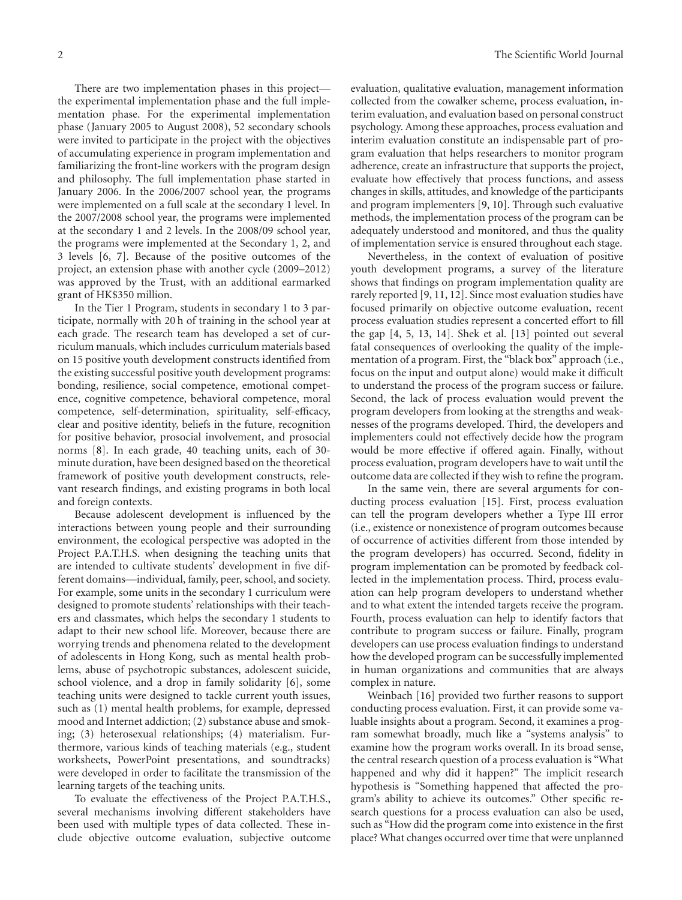There are two implementation phases in this project—the experimental implementation phase and the full implementation phase. For the experimental implementation phase (January 2005 to August 2008), 52 secondary schools were invited to participate in the project with the objectives of accumulating experience in program implementation and familiarizing the front-line workers with the program design and philosophy. The full implementation phase started in January 2006. In the 2006/2007 school year, the programs were implemented on a full scale at the secondary 1 level. In the 2007/2008 school year, the programs were implemented at the secondary 1 and 2 levels. In the 2008/09 school year, the programs were implemented at the Secondary 1, 2, and 3 levels [6, 7]. Because of the positive outcomes of the project, an extension phase with another cycle (2009–2012) was approved by the Trust, with an additional earmarked grant of HK$350 million.

In the Tier 1 Program, students in secondary 1 to 3 participate, normally with 20 h of training in the school year at each grade. The research team has developed a set of curriculum manuals, which includes curriculum materials based on 15 positive youth development constructs identified from the existing successful positive youth development programs: bonding, resilience, social competence, emotional competence, cognitive competence, behavioral competence, moral competence, self-determination, spirituality, self-efficacy, clear and positive identity, beliefs in the future, recognition for positive behavior, prosocial involvement, and prosocial norms [8]. In each grade, 40 teaching units, each of 30-minute duration, have been designed based on the theoretical framework of positive youth development constructs, relevant research findings, and existing programs in both local and foreign contexts.

Because adolescent development is influenced by the interactions between young people and their surrounding environment, the ecological perspective was adopted in the Project P.A.T.H.S. when designing the teaching units that are intended to cultivate students' development in five different domains—individual, family, peer, school, and society. For example, some units in the secondary 1 curriculum were designed to promote students' relationships with their teachers and classmates, which helps the secondary 1 students to adapt to their new school life. Moreover, because there are worrying trends and phenomena related to the development of adolescents in Hong Kong, such as mental health problems, abuse of psychotropic substances, adolescent suicide, school violence, and a drop in family solidarity [6], some teaching units were designed to tackle current youth issues, such as (1) mental health problems, for example, depressed mood and Internet addiction; (2) substance abuse and smoking; (3) heterosexual relationships; (4) materialism. Furthermore, various kinds of teaching materials (e.g., student worksheets, PowerPoint presentations, and soundtracks) were developed in order to facilitate the transmission of the learning targets of the teaching units.

To evaluate the effectiveness of the Project P.A.T.H.S., several mechanisms involving different stakeholders have been used with multiple types of data collected. These include objective outcome evaluation, subjective outcome evaluation, qualitative evaluation, management information collected from the cowalker scheme, process evaluation, interim evaluation, and evaluation based on personal construct psychology. Among these approaches, process evaluation and interim evaluation constitute an indispensable part of program evaluation that helps researchers to monitor program adherence, create an infrastructure that supports the project, evaluate how effectively that process functions, and assess changes in skills, attitudes, and knowledge of the participants and program implementers [9, 10]. Through such evaluative methods, the implementation process of the program can be adequately understood and monitored, and thus the quality of implementation service is ensured throughout each stage.

Nevertheless, in the context of evaluation of positive youth development programs, a survey of the literature shows that findings on program implementation quality are rarely reported [9, 11, 12]. Since most evaluation studies have focused primarily on objective outcome evaluation, recent process evaluation studies represent a concerted effort to fill the gap [4, 5, 13, 14]. Shek et al. [13] pointed out several fatal consequences of overlooking the quality of the implementation of a program. First, the "black box" approach (i.e., focus on the input and output alone) would make it difficult to understand the process of the program success or failure. Second, the lack of process evaluation would prevent the program developers from looking at the strengths and weaknesses of the programs developed. Third, the developers and implementers could not effectively decide how the program would be more effective if offered again. Finally, without process evaluation, program developers have to wait until the outcome data are collected if they wish to refine the program.

In the same vein, there are several arguments for conducting process evaluation [15]. First, process evaluation can tell the program developers whether a Type III error (i.e., existence or nonexistence of program outcomes because of occurrence of activities different from those intended by the program developers) has occurred. Second, fidelity in program implementation can be promoted by feedback collected in the implementation process. Third, process evaluation can help program developers to understand whether and to what extent the intended targets receive the program. Fourth, process evaluation can help to identify factors that contribute to program success or failure. Finally, program developers can use process evaluation findings to understand how the developed program can be successfully implemented in human organizations and communities that are always complex in nature.

Weinbach [16] provided two further reasons to support conducting process evaluation. First, it can provide some valuable insights about a program. Second, it examines a program somewhat broadly, much like a "systems analysis" to examine how the program works overall. In its broad sense, the central research question of a process evaluation is "What happened and why did it happen?" The implicit research hypothesis is "Something happened that affected the program's ability to achieve its outcomes." Other specific research questions for a process evaluation can also be used, such as "How did the program come into existence in the first place? What changes occurred over time that were unplanned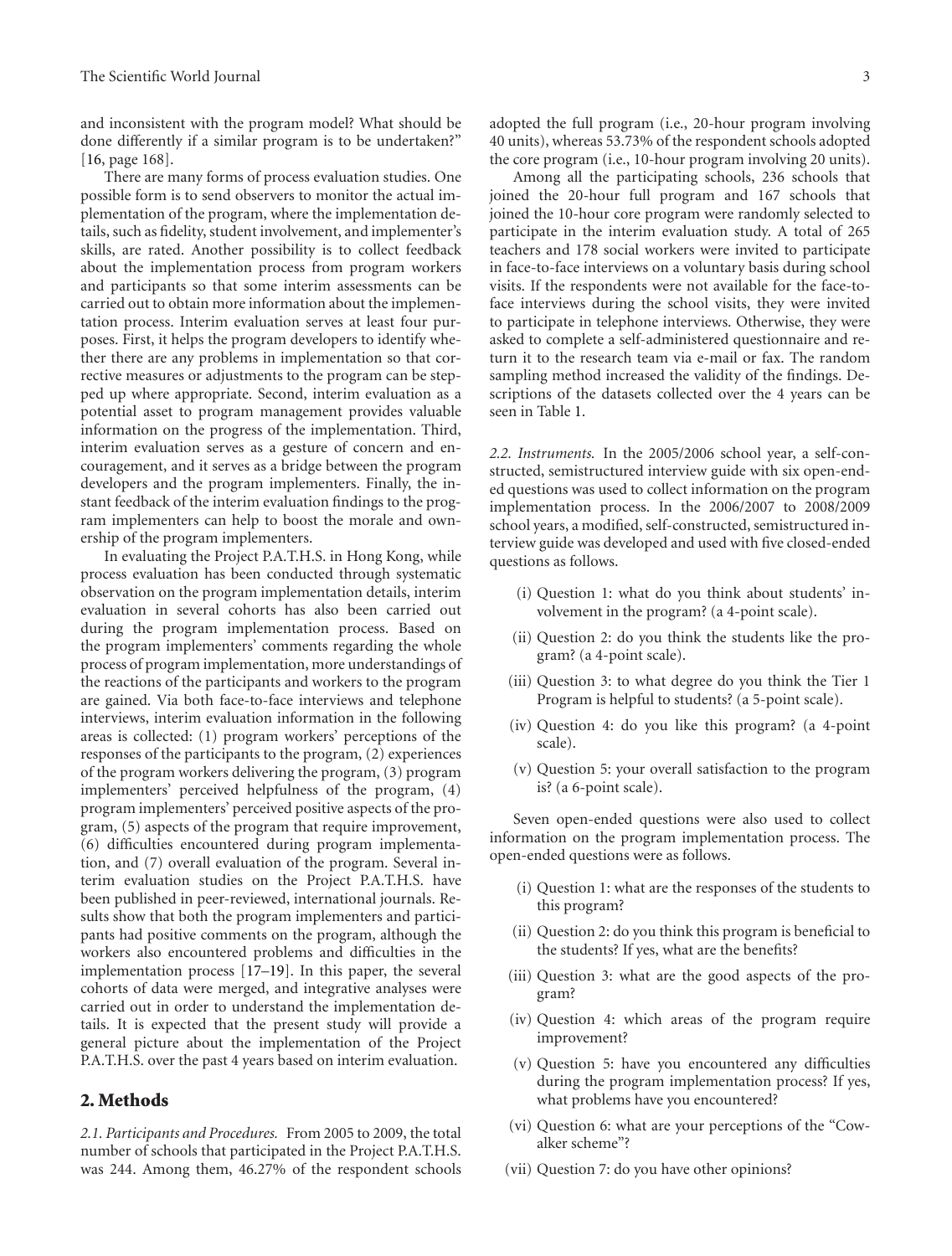and inconsistent with the program model? What should be done differently if a similar program is to be undertaken?" [16, page 168].

There are many forms of process evaluation studies. One possible form is to send observers to monitor the actual implementation of the program, where the implementation details, such as fidelity, student involvement, and implementer's skills, are rated. Another possibility is to collect feedback about the implementation process from program workers and participants so that some interim assessments can be carried out to obtain more information about the implementation process. Interim evaluation serves at least four purposes. First, it helps the program developers to identify whether there are any problems in implementation so that corrective measures or adjustments to the program can be stepped up where appropriate. Second, interim evaluation as a potential asset to program management provides valuable information on the progress of the implementation. Third, interim evaluation serves as a gesture of concern and encouragement, and it serves as a bridge between the program developers and the program implementers. Finally, the instant feedback of the interim evaluation findings to the program implementers can help to boost the morale and ownership of the program implementers.

In evaluating the Project P.A.T.H.S. in Hong Kong, while process evaluation has been conducted through systematic observation on the program implementation details, interim evaluation in several cohorts has also been carried out during the program implementation process. Based on the program implementers' comments regarding the whole process of program implementation, more understandings of the reactions of the participants and workers to the program are gained. Via both face-to-face interviews and telephone interviews, interim evaluation information in the following areas is collected: (1) program workers' perceptions of the responses of the participants to the program, (2) experiences of the program workers delivering the program, (3) program implementers' perceived helpfulness of the program, (4) program implementers' perceived positive aspects of the program, (5) aspects of the program that require improvement, (6) difficulties encountered during program implementation, and (7) overall evaluation of the program. Several interim evaluation studies on the Project P.A.T.H.S. have been published in peer-reviewed, international journals. Results show that both the program implementers and participants had positive comments on the program, although the workers also encountered problems and difficulties in the implementation process [17–19]. In this paper, the several cohorts of data were merged, and integrative analyses were carried out in order to understand the implementation details. It is expected that the present study will provide a general picture about the implementation of the Project P.A.T.H.S. over the past 4 years based on interim evaluation.

## 2. Methods

*2.1. Participants and Procedures.* From 2005 to 2009, the total number of schools that participated in the Project P.A.T.H.S. was 244. Among them, 46.27% of the respondent schools adopted the full program (i.e., 20-hour program involving 40 units), whereas 53.73% of the respondent schools adopted the core program (i.e., 10-hour program involving 20 units).

Among all the participating schools, 236 schools that joined the 20-hour full program and 167 schools that joined the 10-hour core program were randomly selected to participate in the interim evaluation study. A total of 265 teachers and 178 social workers were invited to participate in face-to-face interviews on a voluntary basis during school visits. If the respondents were not available for the face-to-face interviews during the school visits, they were invited to participate in telephone interviews. Otherwise, they were asked to complete a self-administered questionnaire and return it to the research team via e-mail or fax. The random sampling method increased the validity of the findings. Descriptions of the datasets collected over the 4 years can be seen in Table 1.

*2.2. Instruments.* In the 2005/2006 school year, a self-constructed, semistructured interview guide with six open-ended questions was used to collect information on the program implementation process. In the 2006/2007 to 2008/2009 school years, a modified, self-constructed, semistructured interview guide was developed and used with five closed-ended questions as follows.

(i) Question 1: what do you think about students' involvement in the program? (a 4-point scale).

(ii) Question 2: do you think the students like the program? (a 4-point scale).

(iii) Question 3: to what degree do you think the Tier 1 Program is helpful to students? (a 5-point scale).

(iv) Question 4: do you like this program? (a 4-point scale).

(v) Question 5: your overall satisfaction to the program is? (a 6-point scale).

Seven open-ended questions were also used to collect information on the program implementation process. The open-ended questions were as follows.

(i) Question 1: what are the responses of the students to this program?

(ii) Question 2: do you think this program is beneficial to the students? If yes, what are the benefits?

(iii) Question 3: what are the good aspects of the program?

(iv) Question 4: which areas of the program require improvement?

(v) Question 5: have you encountered any difficulties during the program implementation process? If yes, what problems have you encountered?

(vi) Question 6: what are your perceptions of the "Cowalker scheme"?

(vii) Question 7: do you have other opinions?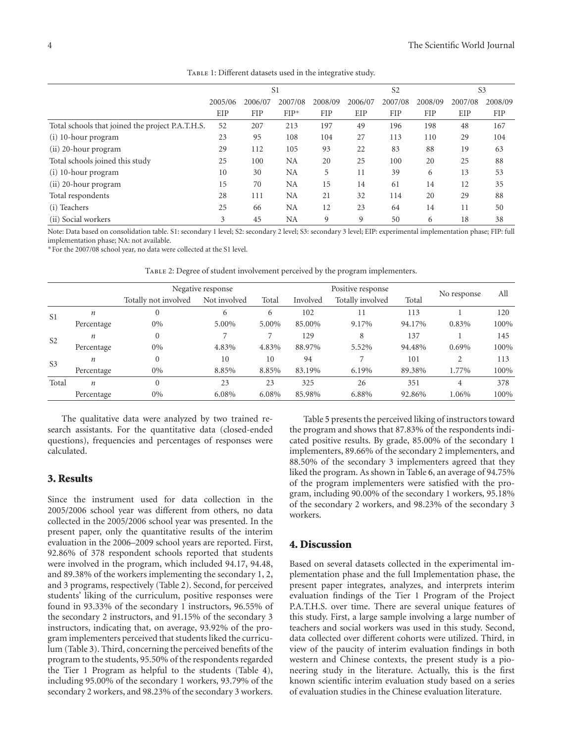Table 1: Different datasets used in the integrative study.

| | S1 | | | | S2 | | | S3 | |
|---|---|---|---|---|---|---|---|---|---|
| | 2005/06 EIP | 2006/07 FIP | 2007/08 FIP* | 2008/09 FIP | 2006/07 EIP | 2007/08 FIP | 2008/09 FIP | 2007/08 EIP | 2008/09 FIP |
| Total schools that joined the project P.A.T.H.S. | 52 | 207 | 213 | 197 | 49 | 196 | 198 | 48 | 167 |
| (i) 10-hour program | 23 | 95 | 108 | 104 | 27 | 113 | 110 | 29 | 104 |
| (ii) 20-hour program | 29 | 112 | 105 | 93 | 22 | 83 | 88 | 19 | 63 |
| Total schools joined this study | 25 | 100 | NA | 20 | 25 | 100 | 20 | 25 | 88 |
| (i) 10-hour program | 10 | 30 | NA | 5 | 11 | 39 | 6 | 13 | 53 |
| (ii) 20-hour program | 15 | 70 | NA | 15 | 14 | 61 | 14 | 12 | 35 |
| Total respondents | 28 | 111 | NA | 21 | 32 | 114 | 20 | 29 | 88 |
| (i) Teachers | 25 | 66 | NA | 12 | 23 | 64 | 14 | 11 | 50 |
| (ii) Social workers | 3 | 45 | NA | 9 | 9 | 50 | 6 | 18 | 38 |

Note: Data based on consolidation table. S1: secondary 1 level; S2: secondary 2 level; S3: secondary 3 level; EIP: experimental implementation phase; FIP: full implementation phase; NA: not available.

*For the 2007/08 school year, no data were collected at the S1 level.

Table 2: Degree of student involvement perceived by the program implementers.

| | | Negative response | | | Positive response | | | No response | All |
|---|---|---|---|---|---|---|---|---|---|
| | | Totally not involved | Not involved | Total | Involved | Totally involved | Total | | |
| S1 | $n$ | 0 | 6 | 6 | 102 | 11 | 113 | 1 | 120 |
| | Percentage | 0% | 5.00% | 5.00% | 85.00% | 9.17% | 94.17% | 0.83% | 100% |
| S2 | $n$ | 0 | 7 | 7 | 129 | 8 | 137 | 1 | 145 |
| | Percentage | 0% | 4.83% | 4.83% | 88.97% | 5.52% | 94.48% | 0.69% | 100% |
| S3 | $n$ | 0 | 10 | 10 | 94 | 7 | 101 | 2 | 113 |
| | Percentage | 0% | 8.85% | 8.85% | 83.19% | 6.19% | 89.38% | 1.77% | 100% |
| Total | $n$ | 0 | 23 | 23 | 325 | 26 | 351 | 4 | 378 |
| | Percentage | 0% | 6.08% | 6.08% | 85.98% | 6.88% | 92.86% | 1.06% | 100% |

The qualitative data were analyzed by two trained research assistants. For the quantitative data (closed-ended questions), frequencies and percentages of responses were calculated.

## 3. Results

Since the instrument used for data collection in the 2005/2006 school year was different from others, no data collected in the 2005/2006 school year was presented. In the present paper, only the quantitative results of the interim evaluation in the 2006–2009 school years are reported. First, 92.86% of 378 respondent schools reported that students were involved in the program, which included 94.17, 94.48, and 89.38% of the workers implementing the secondary 1, 2, and 3 programs, respectively (Table 2). Second, for perceived students' liking of the curriculum, positive responses were found in 93.33% of the secondary 1 instructors, 96.55% of the secondary 2 instructors, and 91.15% of the secondary 3 instructors, indicating that, on average, 93.92% of the program implementers perceived that students liked the curriculum (Table 3). Third, concerning the perceived benefits of the program to the students, 95.50% of the respondents regarded the Tier 1 Program as helpful to the students (Table 4), including 95.00% of the secondary 1 workers, 93.79% of the secondary 2 workers, and 98.23% of the secondary 3 workers.

Table 5 presents the perceived liking of instructors toward the program and shows that 87.83% of the respondents indicated positive results. By grade, 85.00% of the secondary 1 implementers, 89.66% of the secondary 2 implementers, and 88.50% of the secondary 3 implementers agreed that they liked the program. As shown in Table 6, an average of 94.75% of the program implementers were satisfied with the program, including 90.00% of the secondary 1 workers, 95.18% of the secondary 2 workers, and 98.23% of the secondary 3 workers.

## 4. Discussion

Based on several datasets collected in the experimental implementation phase and the full Implementation phase, the present paper integrates, analyzes, and interprets interim evaluation findings of the Tier 1 Program of the Project P.A.T.H.S. over time. There are several unique features of this study. First, a large sample involving a large number of teachers and social workers was used in this study. Second, data collected over different cohorts were utilized. Third, in view of the paucity of interim evaluation findings in both western and Chinese contexts, the present study is a pioneering study in the literature. Actually, this is the first known scientific interim evaluation study based on a series of evaluation studies in the Chinese evaluation literature.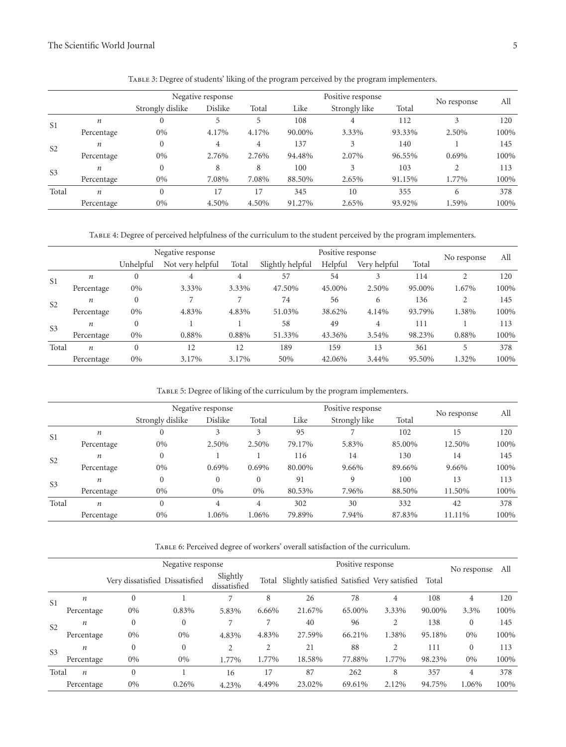Table 3: Degree of students' liking of the program perceived by the program implementers.

| | | Negative response | | | Positive response | | | No response | All |
|---|---|---|---|---|---|---|---|---|---|
| | | Strongly dislike | Dislike | Total | Like | Strongly like | Total | | |
| S1 | $n$ | 0 | 5 | 5 | 108 | 4 | 112 | 3 | 120 |
| | Percentage | 0% | 4.17% | 4.17% | 90.00% | 3.33% | 93.33% | 2.50% | 100% |
| S2 | $n$ | 0 | 4 | 4 | 137 | 3 | 140 | 1 | 145 |
| | Percentage | 0% | 2.76% | 2.76% | 94.48% | 2.07% | 96.55% | 0.69% | 100% |
| S3 | $n$ | 0 | 8 | 8 | 100 | 3 | 103 | 2 | 113 |
| | Percentage | 0% | 7.08% | 7.08% | 88.50% | 2.65% | 91.15% | 1.77% | 100% |
| Total | $n$ | 0 | 17 | 17 | 345 | 10 | 355 | 6 | 378 |
| | Percentage | 0% | 4.50% | 4.50% | 91.27% | 2.65% | 93.92% | 1.59% | 100% |

Table 4: Degree of perceived helpfulness of the curriculum to the student perceived by the program implementers.

| | | Negative response | | | Positive response | | | | No response | All |
|---|---|---|---|---|---|---|---|---|---|---|
| | | Unhelpful | Not very helpful | Total | Slightly helpful | Helpful | Very helpful | Total | | |
| S1 | $n$ | 0 | 4 | 4 | 57 | 54 | 3 | 114 | 2 | 120 |
| | Percentage | 0% | 3.33% | 3.33% | 47.50% | 45.00% | 2.50% | 95.00% | 1.67% | 100% |
| S2 | $n$ | 0 | 7 | 7 | 74 | 56 | 6 | 136 | 2 | 145 |
| | Percentage | 0% | 4.83% | 4.83% | 51.03% | 38.62% | 4.14% | 93.79% | 1.38% | 100% |
| S3 | $n$ | 0 | 1 | 1 | 58 | 49 | 4 | 111 | 1 | 113 |
| | Percentage | 0% | 0.88% | 0.88% | 51.33% | 43.36% | 3.54% | 98.23% | 0.88% | 100% |
| Total | $n$ | 0 | 12 | 12 | 189 | 159 | 13 | 361 | 5 | 378 |
| | Percentage | 0% | 3.17% | 3.17% | 50% | 42.06% | 3.44% | 95.50% | 1.32% | 100% |

Table 5: Degree of liking of the curriculum by the program implementers.

| | | Negative response | | | Positive response | | | No response | All |
|---|---|---|---|---|---|---|---|---|---|
| | | Strongly dislike | Dislike | Total | Like | Strongly like | Total | | |
| S1 | $n$ | 0 | 3 | 3 | 95 | 7 | 102 | 15 | 120 |
| | Percentage | 0% | 2.50% | 2.50% | 79.17% | 5.83% | 85.00% | 12.50% | 100% |
| S2 | $n$ | 0 | 1 | 1 | 116 | 14 | 130 | 14 | 145 |
| | Percentage | 0% | 0.69% | 0.69% | 80.00% | 9.66% | 89.66% | 9.66% | 100% |
| S3 | $n$ | 0 | 0 | 0 | 91 | 9 | 100 | 13 | 113 |
| | Percentage | 0% | 0% | 0% | 80.53% | 7.96% | 88.50% | 11.50% | 100% |
| Total | $n$ | 0 | 4 | 4 | 302 | 30 | 332 | 42 | 378 |
| | Percentage | 0% | 1.06% | 1.06% | 79.89% | 7.94% | 87.83% | 11.11% | 100% |

Table 6: Perceived degree of workers' overall satisfaction of the curriculum.

| | | Negative response | | | | Positive response | | | | No response | All |
|---|---|---|---|---|---|---|---|---|---|---|---|
| | | Very dissatisfied | Dissatisfied | Slightly dissatisfied | Total | Slightly satisfied | Satisfied | Very satisfied | Total | | |
| S1 | $n$ | 0 | 1 | 7 | 8 | 26 | 78 | 4 | 108 | 4 | 120 |
| | Percentage | 0% | 0.83% | 5.83% | 6.66% | 21.67% | 65.00% | 3.33% | 90.00% | 3.3% | 100% |
| S2 | $n$ | 0 | 0 | 7 | 7 | 40 | 96 | 2 | 138 | 0 | 145 |
| | Percentage | 0% | 0% | 4.83% | 4.83% | 27.59% | 66.21% | 1.38% | 95.18% | 0% | 100% |
| S3 | $n$ | 0 | 0 | 2 | 2 | 21 | 88 | 2 | 111 | 0 | 113 |
| | Percentage | 0% | 0% | 1.77% | 1.77% | 18.58% | 77.88% | 1.77% | 98.23% | 0% | 100% |
| Total | $n$ | 0 | 1 | 16 | 17 | 87 | 262 | 8 | 357 | 4 | 378 |
| | Percentage | 0% | 0.26% | 4.23% | 4.49% | 23.02% | 69.61% | 2.12% | 94.75% | 1.06% | 100% |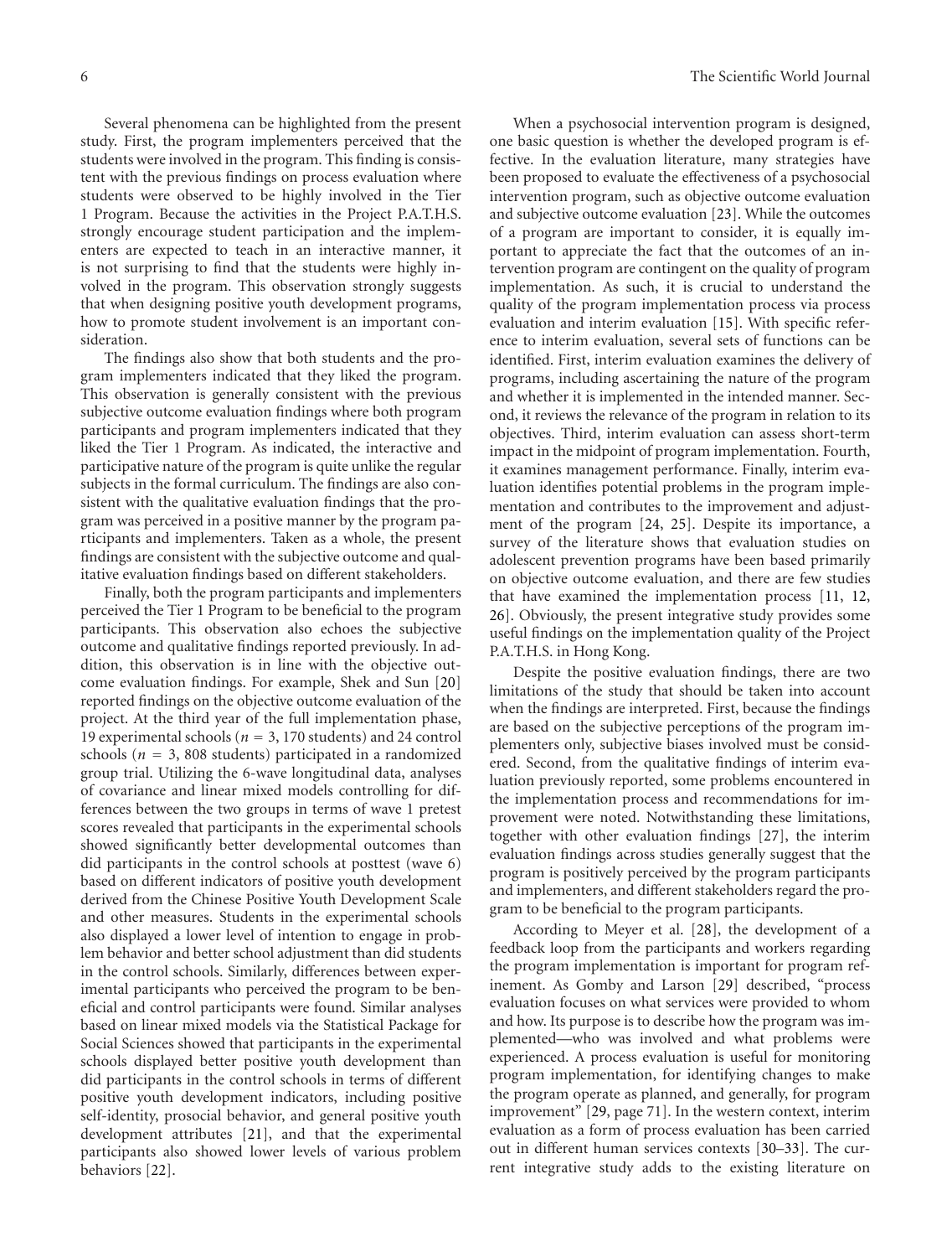Several phenomena can be highlighted from the present study. First, the program implementers perceived that the students were involved in the program. This finding is consistent with the previous findings on process evaluation where students were observed to be highly involved in the Tier 1 Program. Because the activities in the Project P.A.T.H.S. strongly encourage student participation and the implementers are expected to teach in an interactive manner, it is not surprising to find that the students were highly involved in the program. This observation strongly suggests that when designing positive youth development programs, how to promote student involvement is an important consideration.

The findings also show that both students and the program implementers indicated that they liked the program. This observation is generally consistent with the previous subjective outcome evaluation findings where both program participants and program implementers indicated that they liked the Tier 1 Program. As indicated, the interactive and participative nature of the program is quite unlike the regular subjects in the formal curriculum. The findings are also consistent with the qualitative evaluation findings that the program was perceived in a positive manner by the program participants and implementers. Taken as a whole, the present findings are consistent with the subjective outcome and qualitative evaluation findings based on different stakeholders.

Finally, both the program participants and implementers perceived the Tier 1 Program to be beneficial to the program participants. This observation also echoes the subjective outcome and qualitative findings reported previously. In addition, this observation is in line with the objective outcome evaluation findings. For example, Shek and Sun [20] reported findings on the objective outcome evaluation of the project. At the third year of the full implementation phase, 19 experimental schools ($n$ = 3, 170 students) and 24 control schools ($n$ = 3, 808 students) participated in a randomized group trial. Utilizing the 6-wave longitudinal data, analyses of covariance and linear mixed models controlling for differences between the two groups in terms of wave 1 pretest scores revealed that participants in the experimental schools showed significantly better developmental outcomes than did participants in the control schools at posttest (wave 6) based on different indicators of positive youth development derived from the Chinese Positive Youth Development Scale and other measures. Students in the experimental schools also displayed a lower level of intention to engage in problem behavior and better school adjustment than did students in the control schools. Similarly, differences between experimental participants who perceived the program to be beneficial and control participants were found. Similar analyses based on linear mixed models via the Statistical Package for Social Sciences showed that participants in the experimental schools displayed better positive youth development than did participants in the control schools in terms of different positive youth development indicators, including positive self-identity, prosocial behavior, and general positive youth development attributes [21], and that the experimental participants also showed lower levels of various problem behaviors [22].

When a psychosocial intervention program is designed, one basic question is whether the developed program is effective. In the evaluation literature, many strategies have been proposed to evaluate the effectiveness of a psychosocial intervention program, such as objective outcome evaluation and subjective outcome evaluation [23]. While the outcomes of a program are important to consider, it is equally important to appreciate the fact that the outcomes of an intervention program are contingent on the quality of program implementation. As such, it is crucial to understand the quality of the program implementation process via process evaluation and interim evaluation [15]. With specific reference to interim evaluation, several sets of functions can be identified. First, interim evaluation examines the delivery of programs, including ascertaining the nature of the program and whether it is implemented in the intended manner. Second, it reviews the relevance of the program in relation to its objectives. Third, interim evaluation can assess short-term impact in the midpoint of program implementation. Fourth, it examines management performance. Finally, interim evaluation identifies potential problems in the program implementation and contributes to the improvement and adjustment of the program [24, 25]. Despite its importance, a survey of the literature shows that evaluation studies on adolescent prevention programs have been based primarily on objective outcome evaluation, and there are few studies that have examined the implementation process [11, 12, 26]. Obviously, the present integrative study provides some useful findings on the implementation quality of the Project P.A.T.H.S. in Hong Kong.

Despite the positive evaluation findings, there are two limitations of the study that should be taken into account when the findings are interpreted. First, because the findings are based on the subjective perceptions of the program implementers only, subjective biases involved must be considered. Second, from the qualitative findings of interim evaluation previously reported, some problems encountered in the implementation process and recommendations for improvement were noted. Notwithstanding these limitations, together with other evaluation findings [27], the interim evaluation findings across studies generally suggest that the program is positively perceived by the program participants and implementers, and different stakeholders regard the program to be beneficial to the program participants.

According to Meyer et al. [28], the development of a feedback loop from the participants and workers regarding the program implementation is important for program refinement. As Gomby and Larson [29] described, "process evaluation focuses on what services were provided to whom and how. Its purpose is to describe how the program was implemented—who was involved and what problems were experienced. A process evaluation is useful for monitoring program implementation, for identifying changes to make the program operate as planned, and generally, for program improvement" [29, page 71]. In the western context, interim evaluation as a form of process evaluation has been carried out in different human services contexts [30–33]. The current integrative study adds to the existing literature on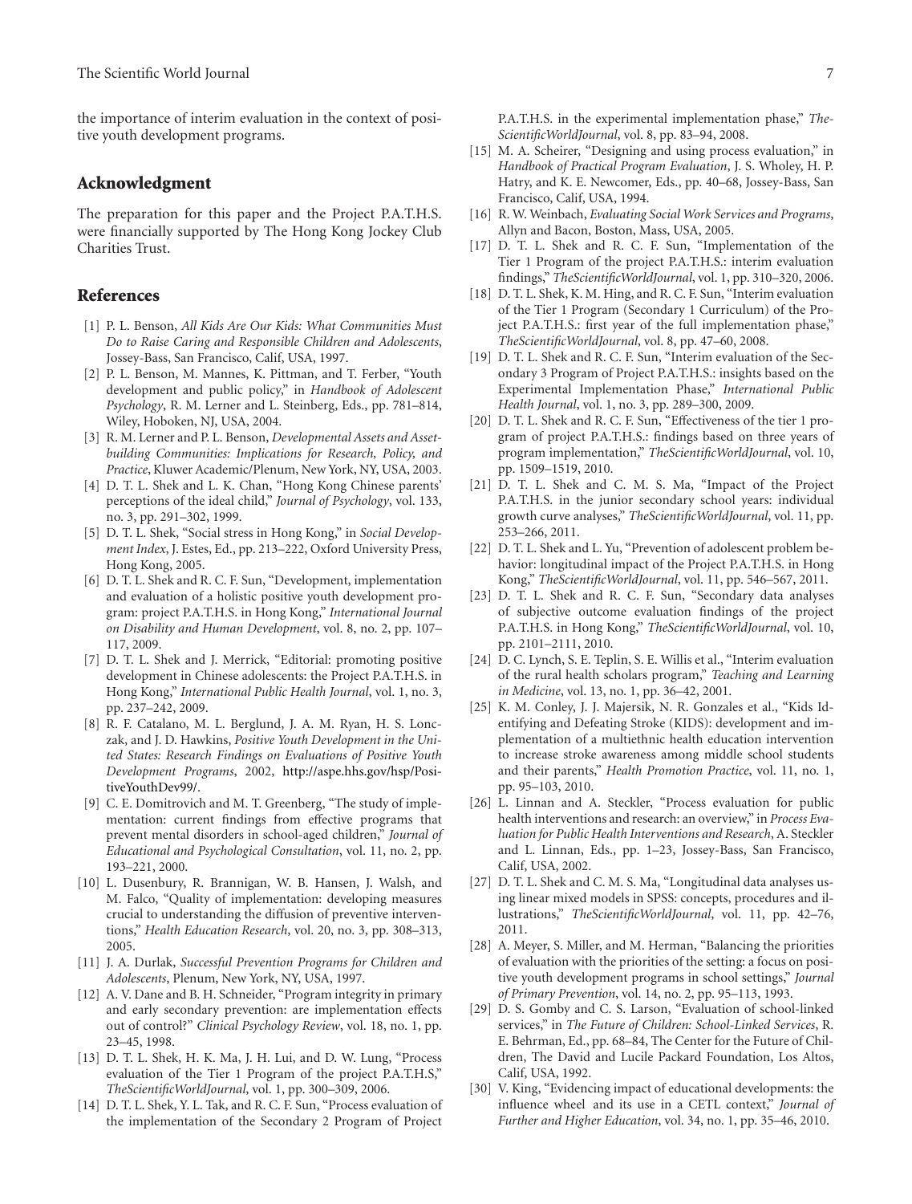the importance of interim evaluation in the context of positive youth development programs.

## Acknowledgment

The preparation for this paper and the Project P.A.T.H.S. were financially supported by The Hong Kong Jockey Club Charities Trust.

## References

- [1] P. L. Benson, *All Kids Are Our Kids: What Communities Must Do to Raise Caring and Responsible Children and Adolescents*, Jossey-Bass, San Francisco, Calif, USA, 1997.
- [2] P. L. Benson, M. Mannes, K. Pittman, and T. Ferber, "Youth development and public policy," in *Handbook of Adolescent Psychology*, R. M. Lerner and L. Steinberg, Eds., pp. 781–814, Wiley, Hoboken, NJ, USA, 2004.
- [3] R. M. Lerner and P. L. Benson, *Developmental Assets and Asset-building Communities: Implications for Research, Policy, and Practice*, Kluwer Academic/Plenum, New York, NY, USA, 2003.
- [4] D. T. L. Shek and L. K. Chan, "Hong Kong Chinese parents' perceptions of the ideal child," *Journal of Psychology*, vol. 133, no. 3, pp. 291–302, 1999.
- [5] D. T. L. Shek, "Social stress in Hong Kong," in *Social Development Index*, J. Estes, Ed., pp. 213–222, Oxford University Press, Hong Kong, 2005.
- [6] D. T. L. Shek and R. C. F. Sun, "Development, implementation and evaluation of a holistic positive youth development program: project P.A.T.H.S. in Hong Kong," *International Journal on Disability and Human Development*, vol. 8, no. 2, pp. 107–117, 2009.
- [7] D. T. L. Shek and J. Merrick, "Editorial: promoting positive development in Chinese adolescents: the Project P.A.T.H.S. in Hong Kong," *International Public Health Journal*, vol. 1, no. 3, pp. 237–242, 2009.
- [8] R. F. Catalano, M. L. Berglund, J. A. M. Ryan, H. S. Lonczak, and J. D. Hawkins, *Positive Youth Development in the United States: Research Findings on Evaluations of Positive Youth Development Programs*, 2002, http://aspe.hhs.gov/hsp/PositiveYouthDev99/.
- [9] C. E. Domitrovich and M. T. Greenberg, "The study of implementation: current findings from effective programs that prevent mental disorders in school-aged children," *Journal of Educational and Psychological Consultation*, vol. 11, no. 2, pp. 193–221, 2000.
- [10] L. Dusenbury, R. Brannigan, W. B. Hansen, J. Walsh, and M. Falco, "Quality of implementation: developing measures crucial to understanding the diffusion of preventive interventions," *Health Education Research*, vol. 20, no. 3, pp. 308–313, 2005.
- [11] J. A. Durlak, *Successful Prevention Programs for Children and Adolescents*, Plenum, New York, NY, USA, 1997.
- [12] A. V. Dane and B. H. Schneider, "Program integrity in primary and early secondary prevention: are implementation effects out of control?" *Clinical Psychology Review*, vol. 18, no. 1, pp. 23–45, 1998.
- [13] D. T. L. Shek, H. K. Ma, J. H. Lui, and D. W. Lung, "Process evaluation of the Tier 1 Program of the project P.A.T.H.S," *TheScientificWorldJournal*, vol. 1, pp. 300–309, 2006.
- [14] D. T. L. Shek, Y. L. Tak, and R. C. F. Sun, "Process evaluation of the implementation of the Secondary 2 Program of Project P.A.T.H.S. in the experimental implementation phase," *TheScientificWorldJournal*, vol. 8, pp. 83–94, 2008.
- [15] M. A. Scheirer, "Designing and using process evaluation," in *Handbook of Practical Program Evaluation*, J. S. Wholey, H. P. Hatry, and K. E. Newcomer, Eds., pp. 40–68, Jossey-Bass, San Francisco, Calif, USA, 1994.
- [16] R. W. Weinbach, *Evaluating Social Work Services and Programs*, Allyn and Bacon, Boston, Mass, USA, 2005.
- [17] D. T. L. Shek and R. C. F. Sun, "Implementation of the Tier 1 Program of the project P.A.T.H.S.: interim evaluation findings," *TheScientificWorldJournal*, vol. 1, pp. 310–320, 2006.
- [18] D. T. L. Shek, K. M. Hing, and R. C. F. Sun, "Interim evaluation of the Tier 1 Program (Secondary 1 Curriculum) of the Project P.A.T.H.S.: first year of the full implementation phase," *TheScientificWorldJournal*, vol. 8, pp. 47–60, 2008.
- [19] D. T. L. Shek and R. C. F. Sun, "Interim evaluation of the Secondary 3 Program of Project P.A.T.H.S.: insights based on the Experimental Implementation Phase," *International Public Health Journal*, vol. 1, no. 3, pp. 289–300, 2009.
- [20] D. T. L. Shek and R. C. F. Sun, "Effectiveness of the tier 1 program of project P.A.T.H.S.: findings based on three years of program implementation," *TheScientificWorldJournal*, vol. 10, pp. 1509–1519, 2010.
- [21] D. T. L. Shek and C. M. S. Ma, "Impact of the Project P.A.T.H.S. in the junior secondary school years: individual growth curve analyses," *TheScientificWorldJournal*, vol. 11, pp. 253–266, 2011.
- [22] D. T. L. Shek and L. Yu, "Prevention of adolescent problem behavior: longitudinal impact of the Project P.A.T.H.S. in Hong Kong," *TheScientificWorldJournal*, vol. 11, pp. 546–567, 2011.
- [23] D. T. L. Shek and R. C. F. Sun, "Secondary data analyses of subjective outcome evaluation findings of the project P.A.T.H.S. in Hong Kong," *TheScientificWorldJournal*, vol. 10, pp. 2101–2111, 2010.
- [24] D. C. Lynch, S. E. Teplin, S. E. Willis et al., "Interim evaluation of the rural health scholars program," *Teaching and Learning in Medicine*, vol. 13, no. 1, pp. 36–42, 2001.
- [25] K. M. Conley, J. J. Majersik, N. R. Gonzales et al., "Kids Identifying and Defeating Stroke (KIDS): development and implementation of a multiethnic health education intervention to increase stroke awareness among middle school students and their parents," *Health Promotion Practice*, vol. 11, no. 1, pp. 95–103, 2010.
- [26] L. Linnan and A. Steckler, "Process evaluation for public health interventions and research: an overview," in *Process Evaluation for Public Health Interventions and Research*, A. Steckler and L. Linnan, Eds., pp. 1–23, Jossey-Bass, San Francisco, Calif, USA, 2002.
- [27] D. T. L. Shek and C. M. S. Ma, "Longitudinal data analyses using linear mixed models in SPSS: concepts, procedures and illustrations," *TheScientificWorldJournal*, vol. 11, pp. 42–76, 2011.
- [28] A. Meyer, S. Miller, and M. Herman, "Balancing the priorities of evaluation with the priorities of the setting: a focus on positive youth development programs in school settings," *Journal of Primary Prevention*, vol. 14, no. 2, pp. 95–113, 1993.
- [29] D. S. Gomby and C. S. Larson, "Evaluation of school-linked services," in *The Future of Children: School-Linked Services*, R. E. Behrman, Ed., pp. 68–84, The Center for the Future of Children, The David and Lucile Packard Foundation, Los Altos, Calif, USA, 1992.
- [30] V. King, "Evidencing impact of educational developments: the influence wheel and its use in a CETL context," *Journal of Further and Higher Education*, vol. 34, no. 1, pp. 35–46, 2010.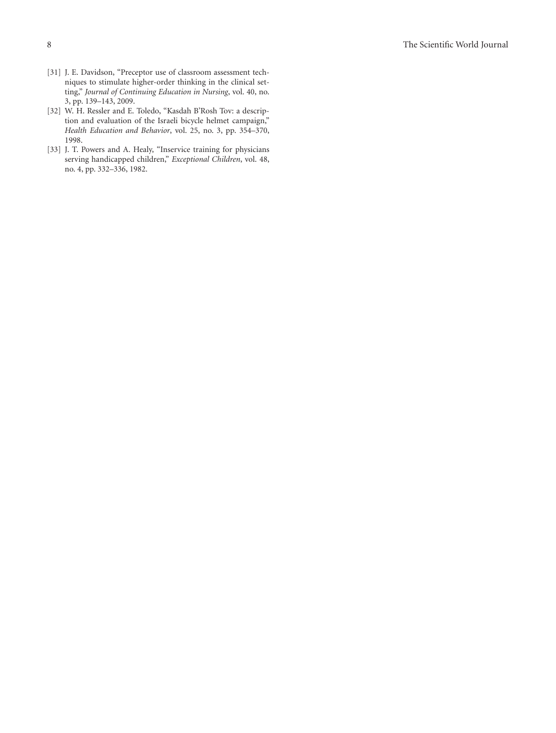[31] J. E. Davidson, "Preceptor use of classroom assessment techniques to stimulate higher-order thinking in the clinical setting," *Journal of Continuing Education in Nursing*, vol. 40, no. 3, pp. 139–143, 2009.

[32] W. H. Ressler and E. Toledo, "Kasdah B'Rosh Tov: a description and evaluation of the Israeli bicycle helmet campaign," *Health Education and Behavior*, vol. 25, no. 3, pp. 354–370, 1998.

[33] J. T. Powers and A. Healy, "Inservice training for physicians serving handicapped children," *Exceptional Children*, vol. 48, no. 4, pp. 332–336, 1982.